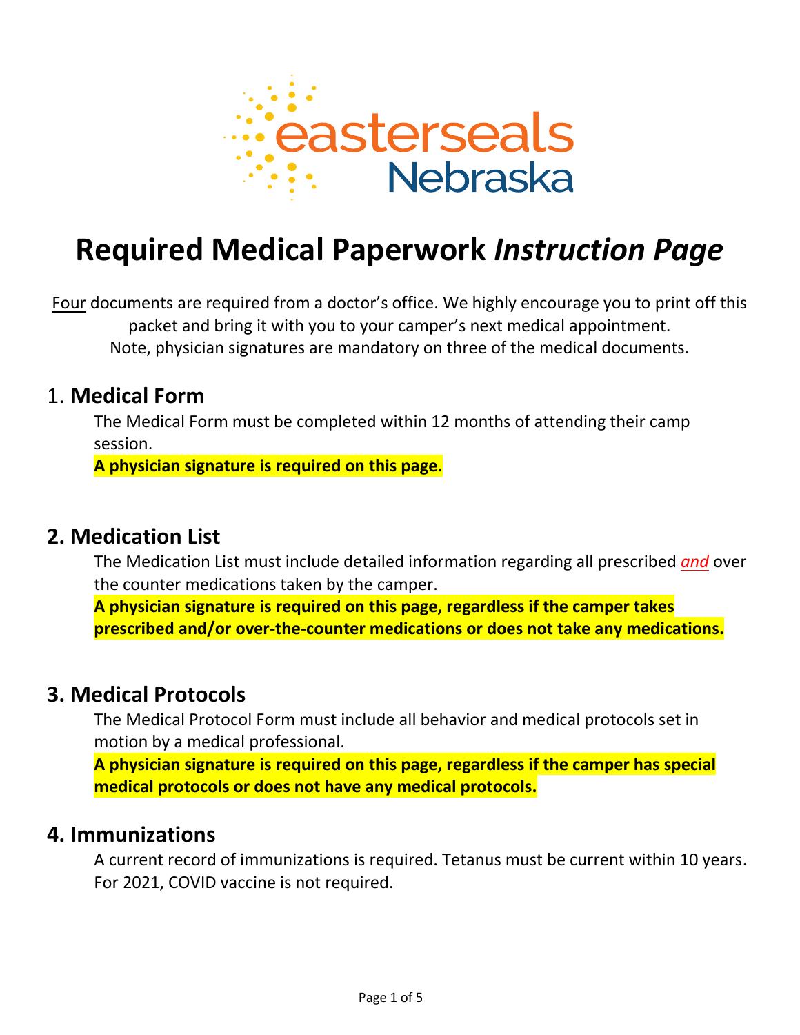easterseals Nebraska

# Required Medical Paperwork *Instruction Page*

Four documents are required from a doctor's office. We highly encourage you to print off this packet and bring it with you to your camper's next medical appointment.
Note, physician signatures are mandatory on three of the medical documents.

## 1. Medical Form

The Medical Form must be completed within 12 months of attending their camp session.

**A physician signature is required on this page.**

## 2. Medication List

The Medication List must include detailed information regarding all prescribed *and* over the counter medications taken by the camper.

**A physician signature is required on this page, regardless if the camper takes prescribed and/or over-the-counter medications or does not take any medications.**

## 3. Medical Protocols

The Medical Protocol Form must include all behavior and medical protocols set in motion by a medical professional.

**A physician signature is required on this page, regardless if the camper has special medical protocols or does not have any medical protocols.**

## 4. Immunizations

A current record of immunizations is required. Tetanus must be current within 10 years. For 2021, COVID vaccine is not required.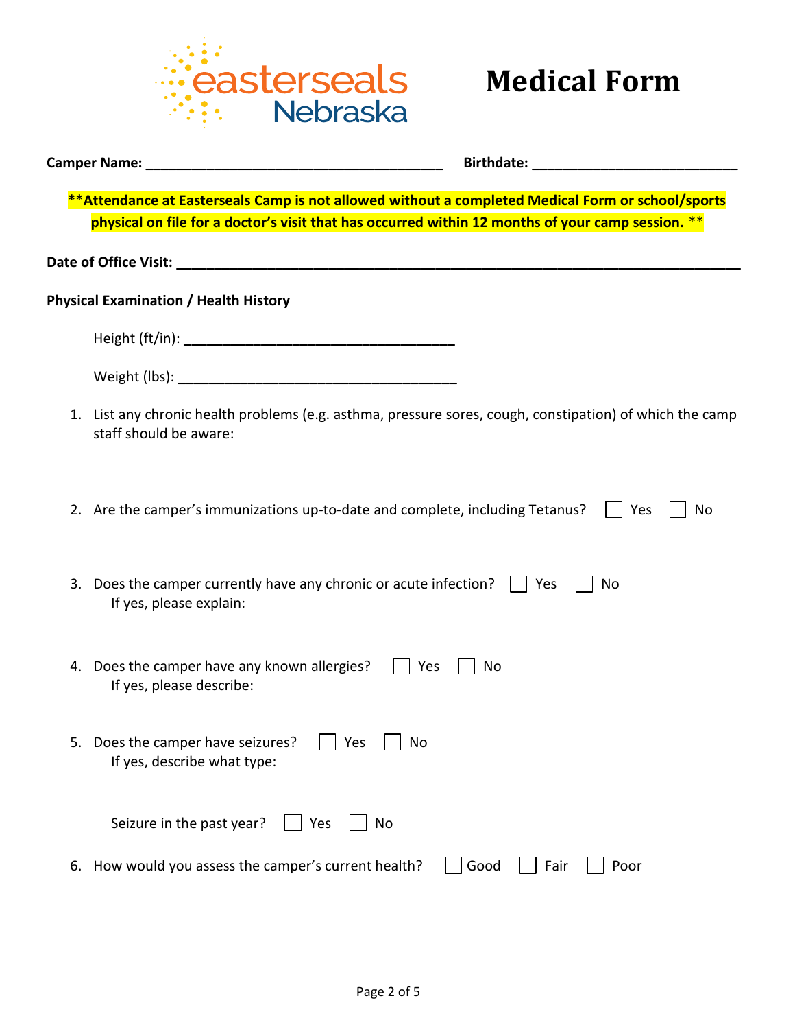easterseals Nebraska

# Medical Form

**Camper Name:** ______________________________________ **Birthdate:** __________________________

**\*\*Attendance at Easterseals Camp is not allowed without a completed Medical Form or school/sports physical on file for a doctor's visit that has occurred within 12 months of your camp session. \*\***

**Date of Office Visit:** ________________________________________________________________________

**Physical Examination / Health History**

Height (ft/in): ___________________________________

Weight (lbs): ____________________________________

1. List any chronic health problems (e.g. asthma, pressure sores, cough, constipation) of which the camp staff should be aware:

2. Are the camper's immunizations up-to-date and complete, including Tetanus? ☐ Yes ☐ No

3. Does the camper currently have any chronic or acute infection? ☐ Yes ☐ No
   If yes, please explain:

4. Does the camper have any known allergies? ☐ Yes ☐ No
   If yes, please describe:

5. Does the camper have seizures? ☐ Yes ☐ No
   If yes, describe what type:

   Seizure in the past year? ☐ Yes ☐ No

6. How would you assess the camper's current health? ☐ Good ☐ Fair ☐ Poor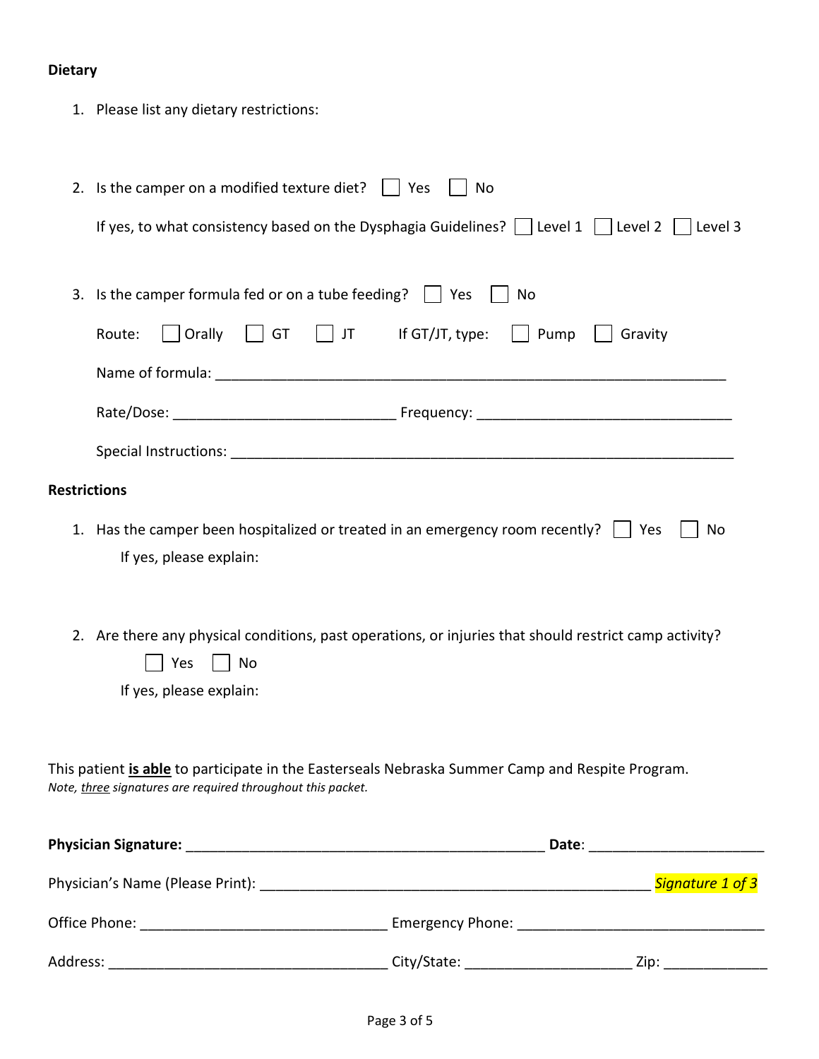**Dietary**

1. Please list any dietary restrictions:

2. Is the camper on a modified texture diet? ☐ Yes ☐ No

   If yes, to what consistency based on the Dysphagia Guidelines? ☐ Level 1 ☐ Level 2 ☐ Level 3

3. Is the camper formula fed or on a tube feeding? ☐ Yes ☐ No

   Route: ☐ Orally ☐ GT ☐ JT If GT/JT, type: ☐ Pump ☐ Gravity

   Name of formula: ________________________________________________________________

   Rate/Dose: ____________________________ Frequency: ________________________________

   Special Instructions: ______________________________________________________________

**Restrictions**

1. Has the camper been hospitalized or treated in an emergency room recently? ☐ Yes ☐ No

   If yes, please explain:

2. Are there any physical conditions, past operations, or injuries that should restrict camp activity?

   ☐ Yes ☐ No

   If yes, please explain:

This patient **<u>is able</u>** to participate in the Easterseals Nebraska Summer Camp and Respite Program.
*Note, <u>three</u> signatures are required throughout this packet.*

**Physician Signature:** ____________________________________________ **Date**: ______________________

Physician's Name (Please Print): _________________________________________________ *Signature 1 of 3*

Office Phone: _______________________________ Emergency Phone: _______________________________

Address: ___________________________________ City/State: _____________________ Zip: _____________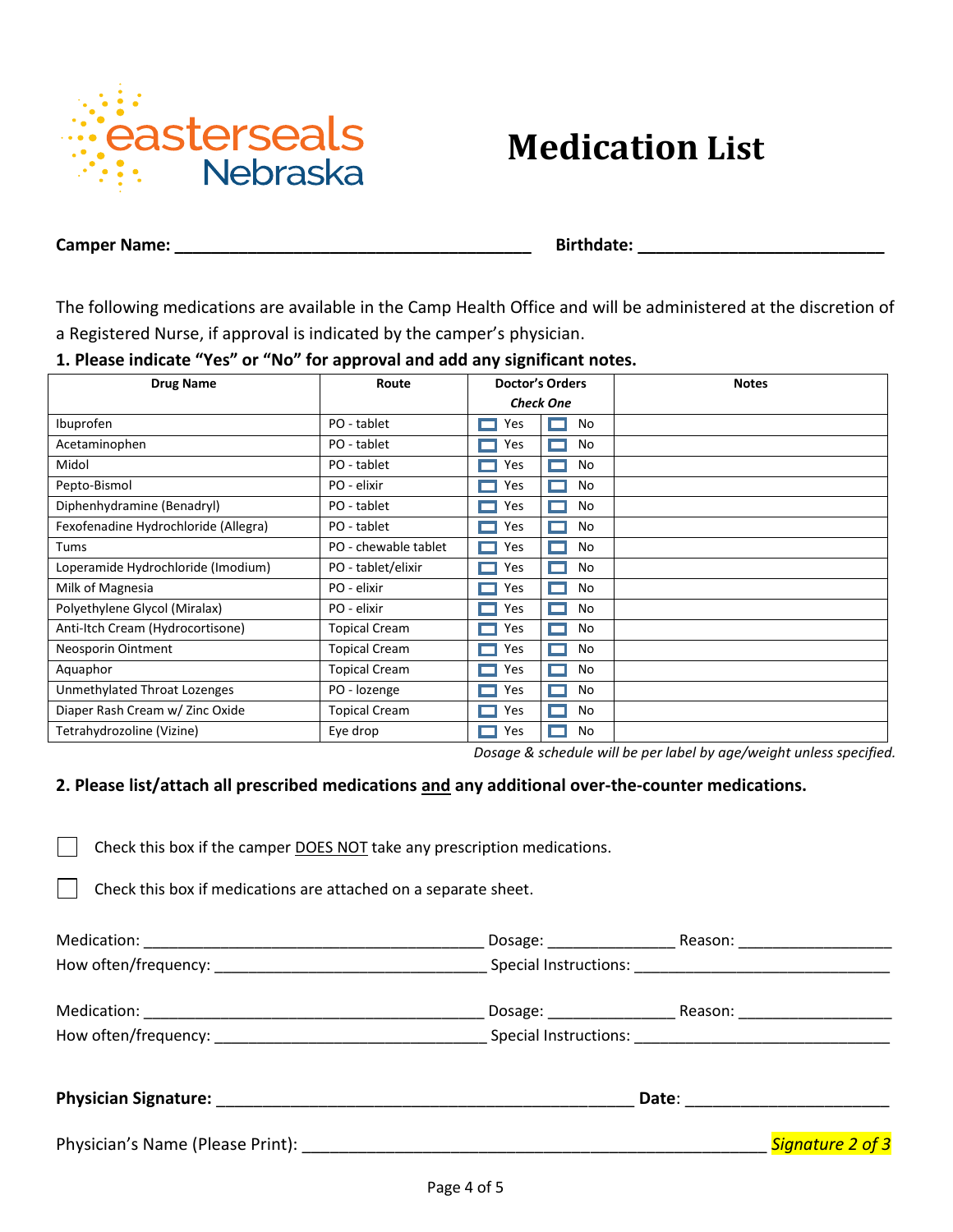# Medication List

**Camper Name:** ______________________________________ **Birthdate:** __________________________

The following medications are available in the Camp Health Office and will be administered at the discretion of a Registered Nurse, if approval is indicated by the camper's physician.

**1. Please indicate "Yes" or "No" for approval and add any significant notes.**

| Drug Name | Route | Doctor's Orders *Check One* | | Notes |
|---|---|---|---|---|
| Ibuprofen | PO - tablet | ☐ Yes | ☐ No | |
| Acetaminophen | PO - tablet | ☐ Yes | ☐ No | |
| Midol | PO - tablet | ☐ Yes | ☐ No | |
| Pepto-Bismol | PO - elixir | ☐ Yes | ☐ No | |
| Diphenhydramine (Benadryl) | PO - tablet | ☐ Yes | ☐ No | |
| Fexofenadine Hydrochloride (Allegra) | PO - tablet | ☐ Yes | ☐ No | |
| Tums | PO - chewable tablet | ☐ Yes | ☐ No | |
| Loperamide Hydrochloride (Imodium) | PO - tablet/elixir | ☐ Yes | ☐ No | |
| Milk of Magnesia | PO - elixir | ☐ Yes | ☐ No | |
| Polyethylene Glycol (Miralax) | PO - elixir | ☐ Yes | ☐ No | |
| Anti-Itch Cream (Hydrocortisone) | Topical Cream | ☐ Yes | ☐ No | |
| Neosporin Ointment | Topical Cream | ☐ Yes | ☐ No | |
| Aquaphor | Topical Cream | ☐ Yes | ☐ No | |
| Unmethylated Throat Lozenges | PO - lozenge | ☐ Yes | ☐ No | |
| Diaper Rash Cream w/ Zinc Oxide | Topical Cream | ☐ Yes | ☐ No | |
| Tetrahydrozoline (Vizine) | Eye drop | ☐ Yes | ☐ No | |

*Dosage & schedule will be per label by age/weight unless specified.*

**2. Please list/attach all prescribed medications <u>and</u> any additional over-the-counter medications.**

☐ Check this box if the camper <u>DOES NOT</u> take any prescription medications.

☐ Check this box if medications are attached on a separate sheet.

Medication: ______________________________________ Dosage: ______________ Reason: _________________
How often/frequency: ______________________________ Special Instructions: _____________________________

Medication: ______________________________________ Dosage: ______________ Reason: _________________
How often/frequency: ______________________________ Special Instructions: _____________________________

**Physician Signature:** ______________________________________________ **Date**: ______________________

Physician's Name (Please Print): __________________________________________________ *Signature 2 of 3*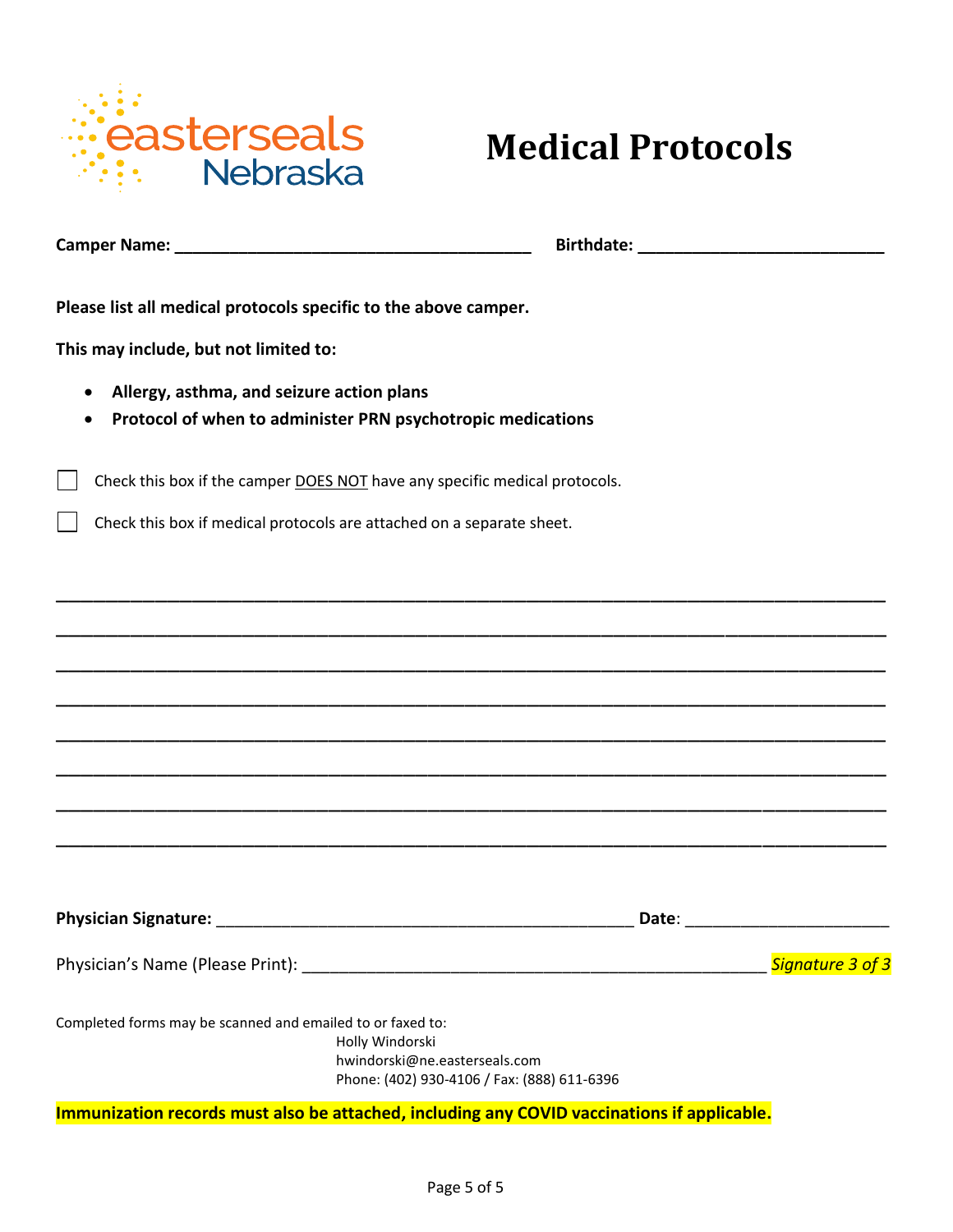easterseals Nebraska

# Medical Protocols

**Camper Name: ______________________________________** **Birthdate: __________________________**

**Please list all medical protocols specific to the above camper.**

**This may include, but not limited to:**

- **Allergy, asthma, and seizure action plans**
- **Protocol of when to administer PRN psychotropic medications**

☐ Check this box if the camper DOES NOT have any specific medical protocols.

☐ Check this box if medical protocols are attached on a separate sheet.

_______________________________________________________________________________

_______________________________________________________________________________

_______________________________________________________________________________

_______________________________________________________________________________

_______________________________________________________________________________

_______________________________________________________________________________

_______________________________________________________________________________

_______________________________________________________________________________

**Physician Signature:** _____________________________________________ **Date**: ______________________

Physician's Name (Please Print): __________________________________________________ *Signature 3 of 3*

Completed forms may be scanned and emailed to or faxed to:
Holly Windorski
hwindorski@ne.easterseals.com
Phone: (402) 930-4106 / Fax: (888) 611-6396

**Immunization records must also be attached, including any COVID vaccinations if applicable.**